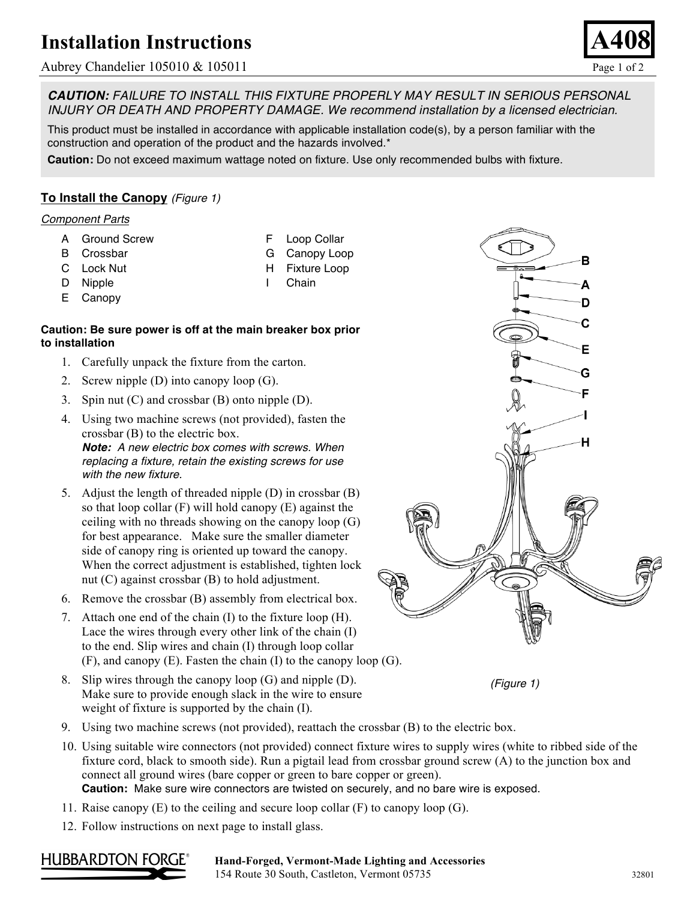# Installation Instructions

Aubrey Chandelier 105010 & 105011

**A408**

> ***CAUTION:*** *FAILURE TO INSTALL THIS FIXTURE PROPERLY MAY RESULT IN SERIOUS PERSONAL INJURY OR DEATH AND PROPERTY DAMAGE. We recommend installation by a licensed electrician.*
>
> This product must be installed in accordance with applicable installation code(s), by a person familiar with the construction and operation of the product and the hazards involved.*
>
> **Caution:** Do not exceed maximum wattage noted on fixture. Use only recommended bulbs with fixture.

## To Install the Canopy *(Figure 1)*

*Component Parts*

- A Ground Screw
- B Crossbar
- C Lock Nut
- D Nipple
- E Canopy
- F Loop Collar
- G Canopy Loop
- H Fixture Loop
- I Chain

**Caution: Be sure power is off at the main breaker box prior to installation**

1. Carefully unpack the fixture from the carton.
2. Screw nipple (D) into canopy loop (G).
3. Spin nut (C) and crossbar (B) onto nipple (D).
4. Using two machine screws (not provided), fasten the crossbar (B) to the electric box.
   ***Note:*** *A new electric box comes with screws. When replacing a fixture, retain the existing screws for use with the new fixture.*
5. Adjust the length of threaded nipple (D) in crossbar (B) so that loop collar (F) will hold canopy (E) against the ceiling with no threads showing on the canopy loop (G) for best appearance. Make sure the smaller diameter side of canopy ring is oriented up toward the canopy. When the correct adjustment is established, tighten lock nut (C) against crossbar (B) to hold adjustment.
6. Remove the crossbar (B) assembly from electrical box.
7. Attach one end of the chain (I) to the fixture loop (H). Lace the wires through every other link of the chain (I) to the end. Slip wires and chain (I) through loop collar (F), and canopy (E). Fasten the chain (I) to the canopy loop (G).
8. Slip wires through the canopy loop (G) and nipple (D). Make sure to provide enough slack in the wire to ensure weight of fixture is supported by the chain (I).
9. Using two machine screws (not provided), reattach the crossbar (B) to the electric box.
10. Using suitable wire connectors (not provided) connect fixture wires to supply wires (white to ribbed side of the fixture cord, black to smooth side). Run a pigtail lead from crossbar ground screw (A) to the junction box and connect all ground wires (bare copper or green to bare copper or green).
    **Caution:** Make sure wire connectors are twisted on securely, and no bare wire is exposed.
11. Raise canopy (E) to the ceiling and secure loop collar (F) to canopy loop (G).
12. Follow instructions on next page to install glass.

*(Figure 1)*

HUBBARDTON FORGE®

**Hand-Forged, Vermont-Made Lighting and Accessories**
154 Route 30 South, Castleton, Vermont 05735

32801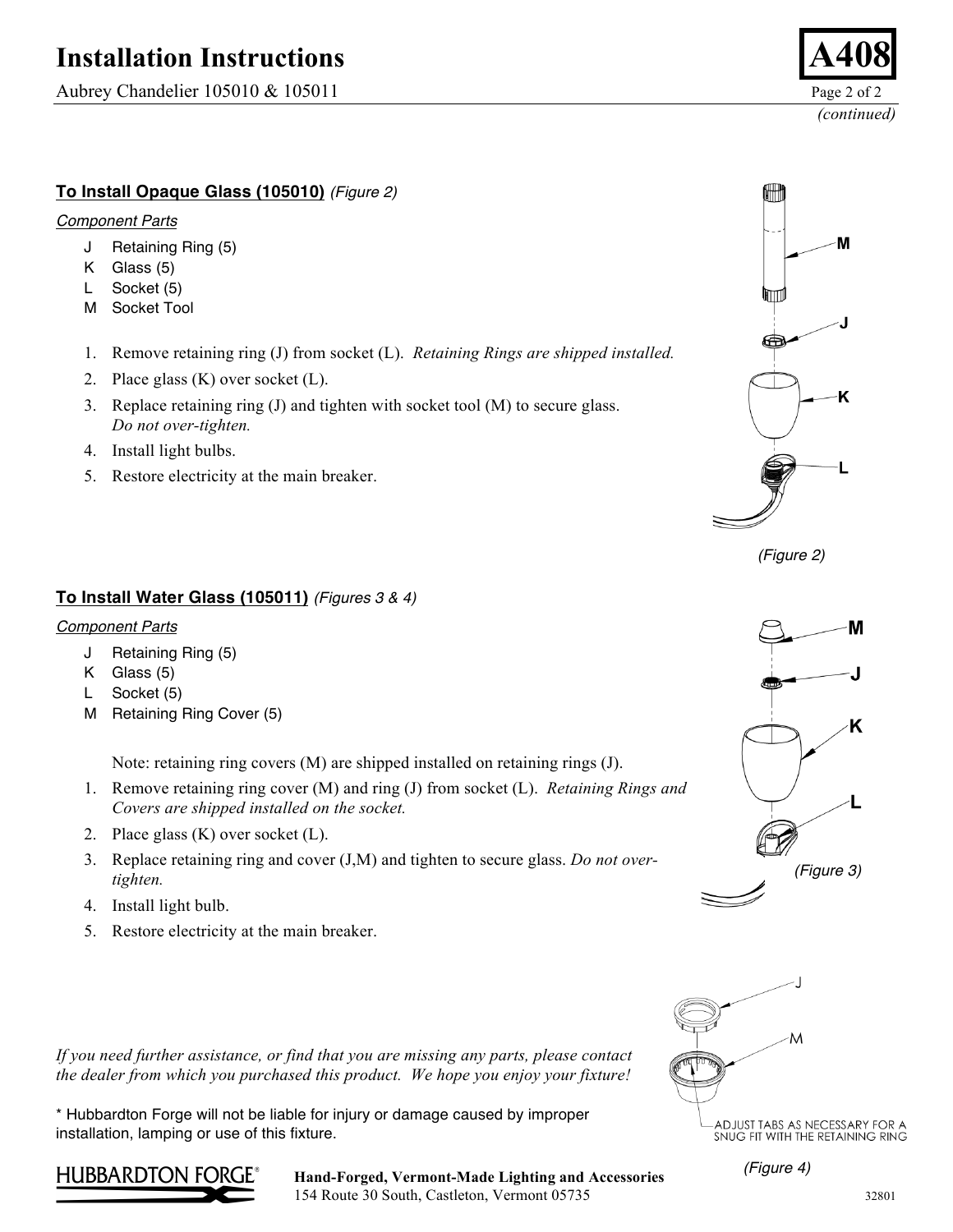# Installation Instructions

Aubrey Chandelier 105010 & 105011

*(continued)*

## **To Install Opaque Glass (105010)** *(Figure 2)*

*Component Parts*

- J Retaining Ring (5)
- K Glass (5)
- L Socket (5)
- M Socket Tool

1. Remove retaining ring (J) from socket (L). *Retaining Rings are shipped installed.*
2. Place glass (K) over socket (L).
3. Replace retaining ring (J) and tighten with socket tool (M) to secure glass. *Do not over-tighten.*
4. Install light bulbs.
5. Restore electricity at the main breaker.

M

J

K

L

*(Figure 2)*

## **To Install Water Glass (105011)** *(Figures 3 & 4)*

*Component Parts*

- J Retaining Ring (5)
- K Glass (5)
- L Socket (5)
- M Retaining Ring Cover (5)

Note: retaining ring covers (M) are shipped installed on retaining rings (J).

1. Remove retaining ring cover (M) and ring (J) from socket (L). *Retaining Rings and Covers are shipped installed on the socket.*
2. Place glass (K) over socket (L).
3. Replace retaining ring and cover (J,M) and tighten to secure glass. *Do not over-tighten.*
4. Install light bulb.
5. Restore electricity at the main breaker.

M

J

K

L

*(Figure 3)*

J

M

ADJUST TABS AS NECESSARY FOR A SNUG FIT WITH THE RETAINING RING

*(Figure 4)*

*If you need further assistance, or find that you are missing any parts, please contact the dealer from which you purchased this product. We hope you enjoy your fixture!*

* Hubbardton Forge will not be liable for injury or damage caused by improper installation, lamping or use of this fixture.

HUBBARDTON FORGE®

**Hand-Forged, Vermont-Made Lighting and Accessories**
154 Route 30 South, Castleton, Vermont 05735

32801